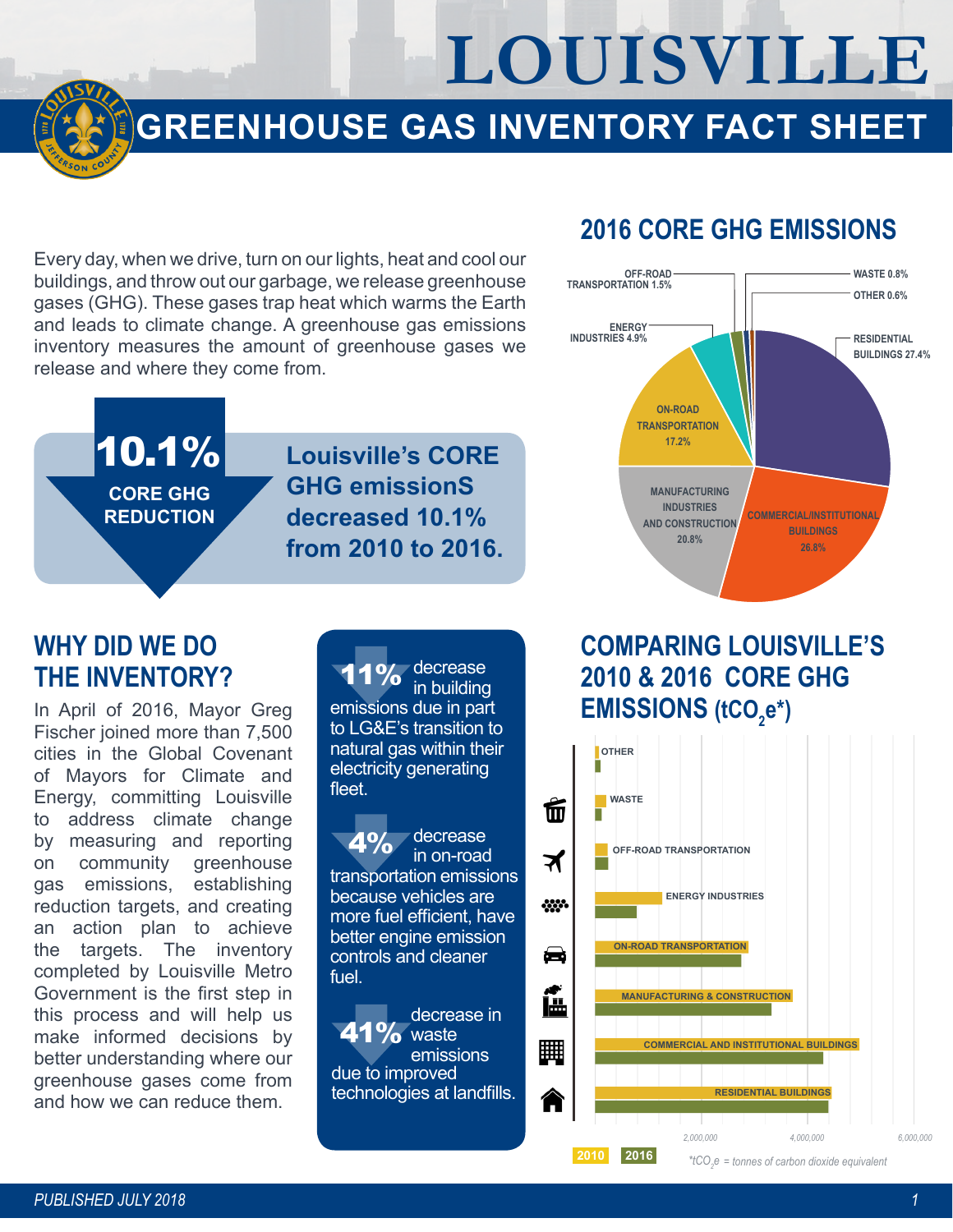# LOUISVILLE

## GREENHOUSE GAS INVENTORY FACT SHEET

Every day, when we drive, turn on our lights, heat and cool our buildings, and throw out our garbage, we release greenhouse gases (GHG). These gases trap heat which warms the Earth and leads to climate change. A greenhouse gas emissions inventory measures the amount of greenhouse gases we release and where they come from.

**10.1%**
**CORE GHG REDUCTION**

**Louisville's CORE GHG emissionS decreased 10.1% from 2010 to 2016.**

## 2016 CORE GHG EMISSIONS

- Residential Buildings 27.4%
- Commercial/Institutional Buildings 26.8%
- Manufacturing Industries and Construction 20.8%
- On-Road Transportation 17.2%
- Energy Industries 4.9%
- Off-Road Transportation 1.5%
- Waste 0.8%
- Other 0.6%

## WHY DID WE DO THE INVENTORY?

In April of 2016, Mayor Greg Fischer joined more than 7,500 cities in the Global Covenant of Mayors for Climate and Energy, committing Louisville to address climate change by measuring and reporting on community greenhouse gas emissions, establishing reduction targets, and creating an action plan to achieve the targets. The inventory completed by Louisville Metro Government is the first step in this process and will help us make informed decisions by better understanding where our greenhouse gases come from and how we can reduce them.

**11%** decrease in building emissions due in part to LG&E's transition to natural gas within their electricity generating fleet.

**4%** decrease in on-road transportation emissions because vehicles are more fuel efficient, have better engine emission controls and cleaner fuel.

**41%** decrease in waste emissions due to improved technologies at landfills.

## COMPARING LOUISVILLE'S 2010 & 2016 CORE GHG EMISSIONS ($tCO_2e$*)

Categories (2010 and 2016): Other; Waste; Off-Road Transportation; Energy Industries; On-Road Transportation; Manufacturing & Construction; Commercial and Institutional Buildings; Residential Buildings

Axis: 2,000,000 | 4,000,000 | 6,000,000

*$tCO_2e$ = tonnes of carbon dioxide equivalent

*PUBLISHED JULY 2018*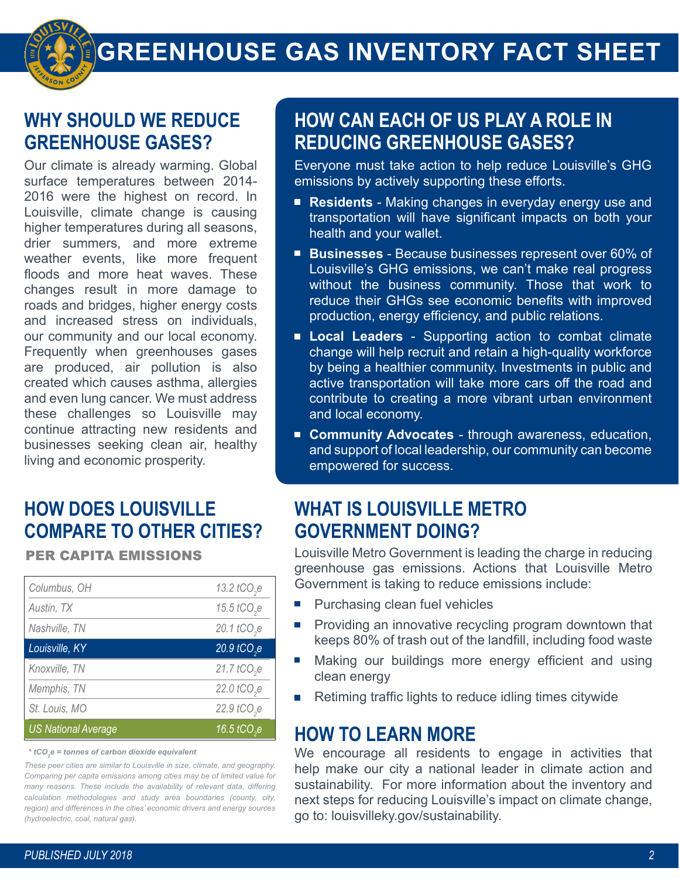# GREENHOUSE GAS INVENTORY FACT SHEET

## WHY SHOULD WE REDUCE GREENHOUSE GASES?

Our climate is already warming. Global surface temperatures between 2014-2016 were the highest on record. In Louisville, climate change is causing higher temperatures during all seasons, drier summers, and more extreme weather events, like more frequent floods and more heat waves. These changes result in more damage to roads and bridges, higher energy costs and increased stress on individuals, our community and our local economy. Frequently when greenhouses gases are produced, air pollution is also created which causes asthma, allergies and even lung cancer. We must address these challenges so Louisville may continue attracting new residents and businesses seeking clean air, healthy living and economic prosperity.

## HOW DOES LOUISVILLE COMPARE TO OTHER CITIES?

### PER CAPITA EMISSIONS

| | |
|---|---|
| *Columbus, OH* | *13.2 $tCO_2e$* |
| *Austin, TX* | *15.5 $tCO_2e$* |
| *Nashville, TN* | *20.1 $tCO_2e$* |
| *Louisville, KY* | *20.9 $tCO_2e$* |
| *Knoxville, TN* | *21.7 $tCO_2e$* |
| *Memphis, TN* | *22.0 $tCO_2e$* |
| *St. Louis, MO* | *22.9 $tCO_2e$* |
| *US National Average* | *16.5 $tCO_2e$* |

***** $tCO_2e$ = tonnes of carbon dioxide equivalent**

*These peer cities are similar to Louisville in size, climate, and geography. Comparing per capita emissions among cities may be of limited value for many reasons. These include the availability of relevant data, differing calculation methodologies and study area boundaries (county, city, region) and differences in the cities' economic drivers and energy sources (hydroelectric, coal, natural gas).*

## HOW CAN EACH OF US PLAY A ROLE IN REDUCING GREENHOUSE GASES?

Everyone must take action to help reduce Louisville's GHG emissions by actively supporting these efforts.

- **Residents** - Making changes in everyday energy use and transportation will have significant impacts on both your health and your wallet.
- **Businesses** - Because businesses represent over 60% of Louisville's GHG emissions, we can't make real progress without the business community. Those that work to reduce their GHGs see economic benefits with improved production, energy efficiency, and public relations.
- **Local Leaders** - Supporting action to combat climate change will help recruit and retain a high-quality workforce by being a healthier community. Investments in public and active transportation will take more cars off the road and contribute to creating a more vibrant urban environment and local economy.
- **Community Advocates** - through awareness, education, and support of local leadership, our community can become empowered for success.

## WHAT IS LOUISVILLE METRO GOVERNMENT DOING?

Louisville Metro Government is leading the charge in reducing greenhouse gas emissions. Actions that Louisville Metro Government is taking to reduce emissions include:

- Purchasing clean fuel vehicles
- Providing an innovative recycling program downtown that keeps 80% of trash out of the landfill, including food waste
- Making our buildings more energy efficient and using clean energy
- Retiming traffic lights to reduce idling times citywide

## HOW TO LEARN MORE

We encourage all residents to engage in activities that help make our city a national leader in climate action and sustainability. For more information about the inventory and next steps for reducing Louisville's impact on climate change, go to: louisvilleky.gov/sustainability.

*PUBLISHED JULY 2018*